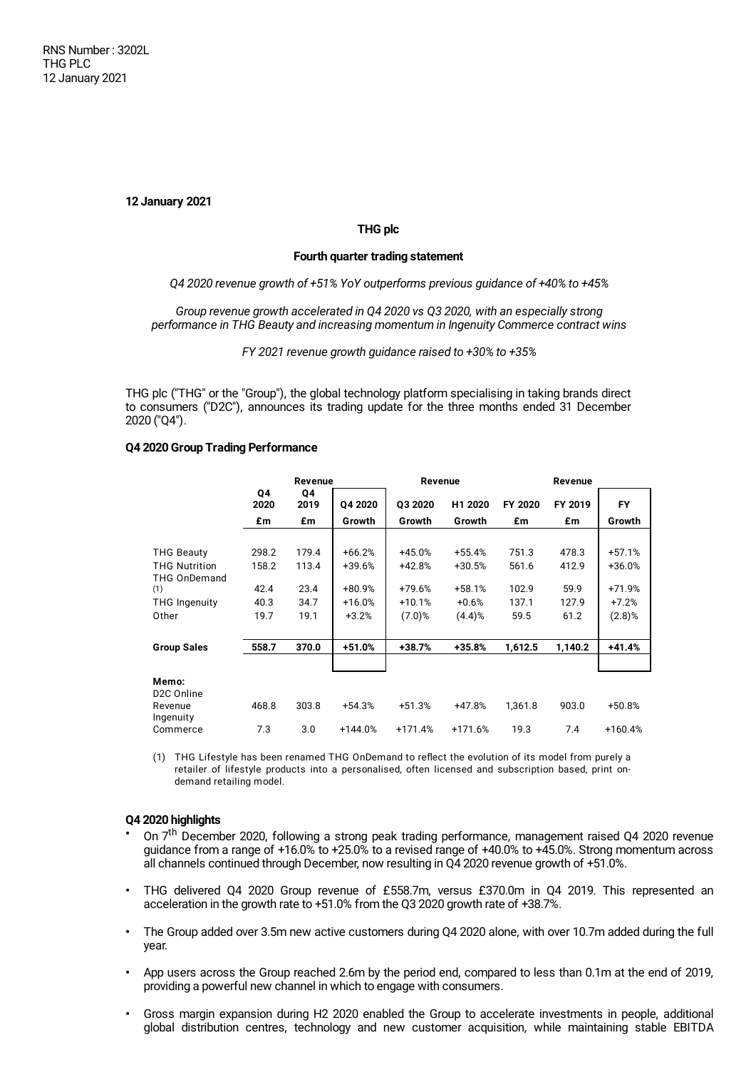RNS Number : 3202L
THG PLC
12 January 2021

**12 January 2021**

**THG plc**

**Fourth quarter trading statement**

*Q4 2020 revenue growth of +51% YoY outperforms previous guidance of +40% to +45%*

*Group revenue growth accelerated in Q4 2020 vs Q3 2020, with an especially strong performance in THG Beauty and increasing momentum in Ingenuity Commerce contract wins*

*FY 2021 revenue growth guidance raised to +30% to +35%*

THG plc ("THG" or the "Group"), the global technology platform specialising in taking brands direct to consumers ("D2C"), announces its trading update for the three months ended 31 December 2020 ("Q4").

**Q4 2020 Group Trading Performance**

| | Revenue | | | Revenue | | Revenue | | |
|---|---|---|---|---|---|---|---|---|
| | Q4 2020 | Q4 2019 | Q4 2020 | Q3 2020 | H1 2020 | FY 2020 | FY 2019 | FY |
| | £m | £m | Growth | Growth | Growth | £m | £m | Growth |
| THG Beauty | 298.2 | 179.4 | +66.2% | +45.0% | +55.4% | 751.3 | 478.3 | +57.1% |
| THG Nutrition | 158.2 | 113.4 | +39.6% | +42.8% | +30.5% | 561.6 | 412.9 | +36.0% |
| THG OnDemand (1) | 42.4 | 23.4 | +80.9% | +79.6% | +58.1% | 102.9 | 59.9 | +71.9% |
| THG Ingenuity | 40.3 | 34.7 | +16.0% | +10.1% | +0.6% | 137.1 | 127.9 | +7.2% |
| Other | 19.7 | 19.1 | +3.2% | (7.0)% | (4.4)% | 59.5 | 61.2 | (2.8)% |
| **Group Sales** | **558.7** | **370.0** | **+51.0%** | **+38.7%** | **+35.8%** | **1,612.5** | **1,140.2** | **+41.4%** |
| **Memo:** | | | | | | | | |
| D2C Online Revenue | 468.8 | 303.8 | +54.3% | +51.3% | +47.8% | 1,361.8 | 903.0 | +50.8% |
| Ingenuity Commerce | 7.3 | 3.0 | +144.0% | +171.4% | +171.6% | 19.3 | 7.4 | +160.4% |

(1) THG Lifestyle has been renamed THG OnDemand to reflect the evolution of its model from purely a retailer of lifestyle products into a personalised, often licensed and subscription based, print on-demand retailing model.

**Q4 2020 highlights**

- On 7th December 2020, following a strong peak trading performance, management raised Q4 2020 revenue guidance from a range of +16.0% to +25.0% to a revised range of +40.0% to +45.0%. Strong momentum across all channels continued through December, now resulting in Q4 2020 revenue growth of +51.0%.
- THG delivered Q4 2020 Group revenue of £558.7m, versus £370.0m in Q4 2019. This represented an acceleration in the growth rate to +51.0% from the Q3 2020 growth rate of +38.7%.
- The Group added over 3.5m new active customers during Q4 2020 alone, with over 10.7m added during the full year.
- App users across the Group reached 2.6m by the period end, compared to less than 0.1m at the end of 2019, providing a powerful new channel in which to engage with consumers.
- Gross margin expansion during H2 2020 enabled the Group to accelerate investments in people, additional global distribution centres, technology and new customer acquisition, while maintaining stable EBITDA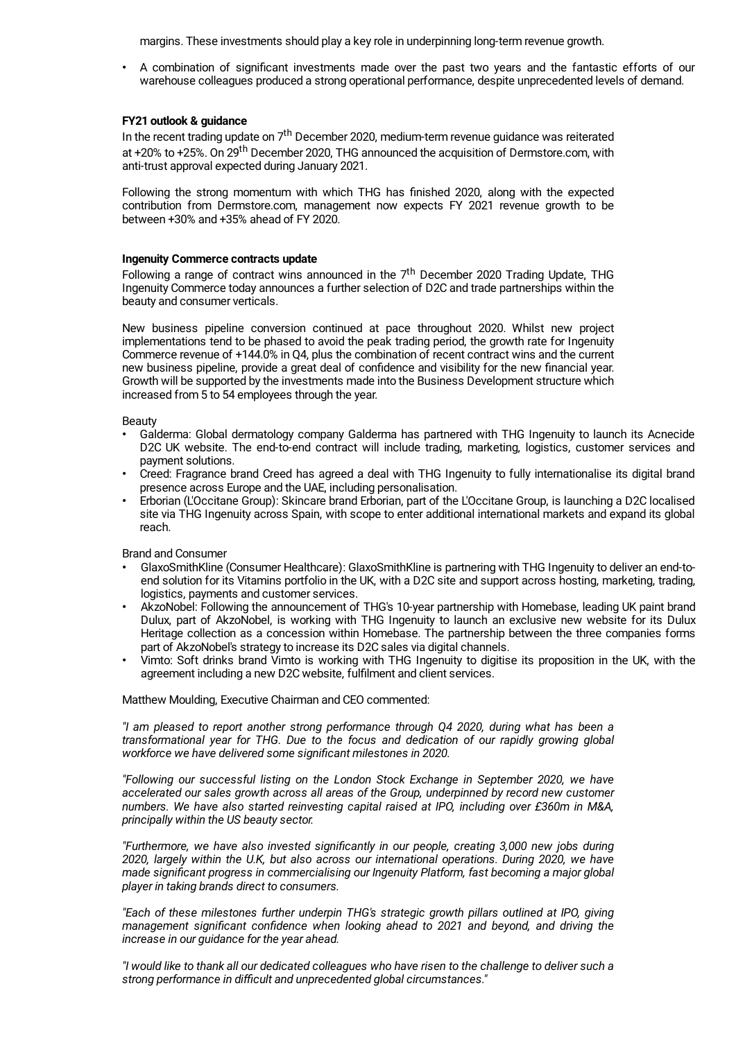margins. These investments should play a key role in underpinning long-term revenue growth.

- A combination of significant investments made over the past two years and the fantastic efforts of our warehouse colleagues produced a strong operational performance, despite unprecedented levels of demand.

**FY21 outlook & guidance**

In the recent trading update on 7th December 2020, medium-term revenue guidance was reiterated at +20% to +25%. On 29th December 2020, THG announced the acquisition of Dermstore.com, with anti-trust approval expected during January 2021.

Following the strong momentum with which THG has finished 2020, along with the expected contribution from Dermstore.com, management now expects FY 2021 revenue growth to be between +30% and +35% ahead of FY 2020.

**Ingenuity Commerce contracts update**

Following a range of contract wins announced in the 7th December 2020 Trading Update, THG Ingenuity Commerce today announces a further selection of D2C and trade partnerships within the beauty and consumer verticals.

New business pipeline conversion continued at pace throughout 2020. Whilst new project implementations tend to be phased to avoid the peak trading period, the growth rate for Ingenuity Commerce revenue of +144.0% in Q4, plus the combination of recent contract wins and the current new business pipeline, provide a great deal of confidence and visibility for the new financial year. Growth will be supported by the investments made into the Business Development structure which increased from 5 to 54 employees through the year.

Beauty

- Galderma: Global dermatology company Galderma has partnered with THG Ingenuity to launch its Acnecide D2C UK website. The end-to-end contract will include trading, marketing, logistics, customer services and payment solutions.
- Creed: Fragrance brand Creed has agreed a deal with THG Ingenuity to fully internationalise its digital brand presence across Europe and the UAE, including personalisation.
- Erborian (L'Occitane Group): Skincare brand Erborian, part of the L'Occitane Group, is launching a D2C localised site via THG Ingenuity across Spain, with scope to enter additional international markets and expand its global reach.

Brand and Consumer

- GlaxoSmithKline (Consumer Healthcare): GlaxoSmithKline is partnering with THG Ingenuity to deliver an end-to-end solution for its Vitamins portfolio in the UK, with a D2C site and support across hosting, marketing, trading, logistics, payments and customer services.
- AkzoNobel: Following the announcement of THG's 10-year partnership with Homebase, leading UK paint brand Dulux, part of AkzoNobel, is working with THG Ingenuity to launch an exclusive new website for its Dulux Heritage collection as a concession within Homebase. The partnership between the three companies forms part of AkzoNobel's strategy to increase its D2C sales via digital channels.
- Vimto: Soft drinks brand Vimto is working with THG Ingenuity to digitise its proposition in the UK, with the agreement including a new D2C website, fulfilment and client services.

Matthew Moulding, Executive Chairman and CEO commented:

*"I am pleased to report another strong performance through Q4 2020, during what has been a transformational year for THG. Due to the focus and dedication of our rapidly growing global workforce we have delivered some significant milestones in 2020.*

*"Following our successful listing on the London Stock Exchange in September 2020, we have accelerated our sales growth across all areas of the Group, underpinned by record new customer numbers. We have also started reinvesting capital raised at IPO, including over £360m in M&A, principally within the US beauty sector.*

*"Furthermore, we have also invested significantly in our people, creating 3,000 new jobs during 2020, largely within the U.K, but also across our international operations. During 2020, we have made significant progress in commercialising our Ingenuity Platform, fast becoming a major global player in taking brands direct to consumers.*

*"Each of these milestones further underpin THG's strategic growth pillars outlined at IPO, giving management significant confidence when looking ahead to 2021 and beyond, and driving the increase in our guidance for the year ahead.*

*"I would like to thank all our dedicated colleagues who have risen to the challenge to deliver such a strong performance in difficult and unprecedented global circumstances."*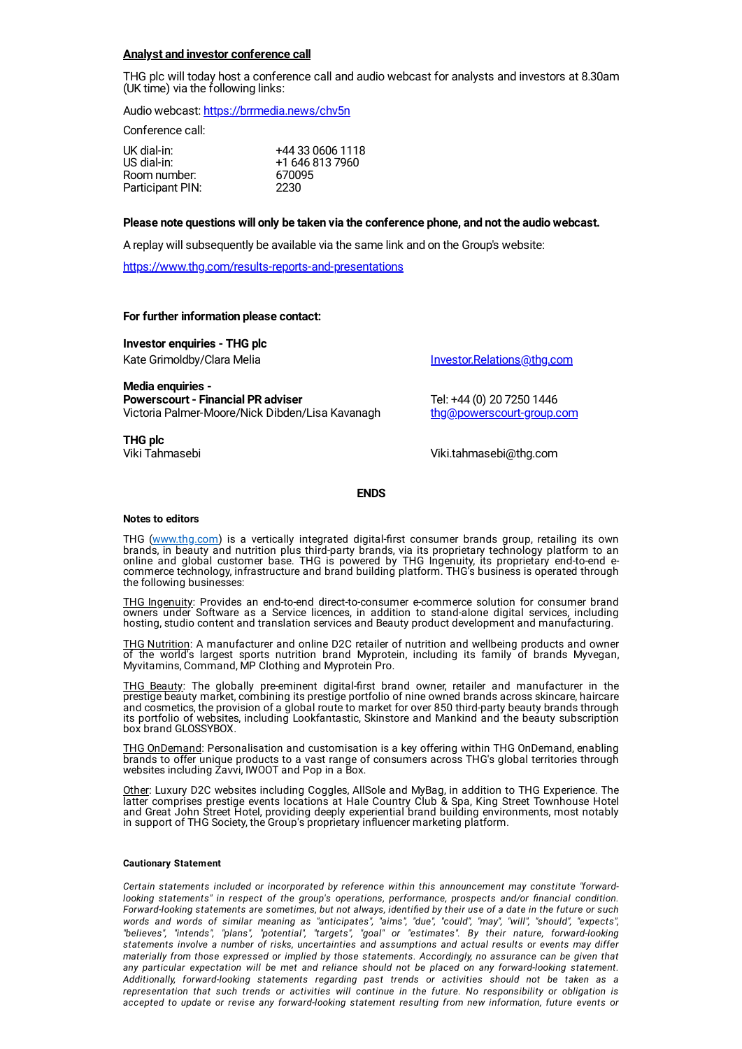**Analyst and investor conference call**

THG plc will today host a conference call and audio webcast for analysts and investors at 8.30am (UK time) via the following links:

Audio webcast: https://brrmedia.news/chv5n

Conference call:

| | |
|---|---|
| UK dial-in: | +44 33 0606 1118 |
| US dial-in: | +1 646 813 7960 |
| Room number: | 670095 |
| Participant PIN: | 2230 |

**Please note questions will only be taken via the conference phone, and not the audio webcast.**

A replay will subsequently be available via the same link and on the Group's website:

https://www.thg.com/results-reports-and-presentations

**For further information please contact:**

**Investor enquiries - THG plc**
Kate Grimoldby/Clara Melia — Investor.Relations@thg.com

**Media enquiries -**
**Powerscourt - Financial PR adviser**
Victoria Palmer-Moore/Nick Dibden/Lisa Kavanagh — Tel: +44 (0) 20 7250 1446, thg@powerscourt-group.com

**THG plc**
Viki Tahmasebi — Viki.tahmasebi@thg.com

**ENDS**

**Notes to editors**

THG (www.thg.com) is a vertically integrated digital-first consumer brands group, retailing its own brands, in beauty and nutrition plus third-party brands, via its proprietary technology platform to an online and global customer base. THG is powered by THG Ingenuity, its proprietary end-to-end e-commerce technology, infrastructure and brand building platform. THG's business is operated through the following businesses:

THG Ingenuity: Provides an end-to-end direct-to-consumer e-commerce solution for consumer brand owners under Software as a Service licences, in addition to stand-alone digital services, including hosting, studio content and translation services and Beauty product development and manufacturing.

THG Nutrition: A manufacturer and online D2C retailer of nutrition and wellbeing products and owner of the world's largest sports nutrition brand Myprotein, including its family of brands Myvegan, Myvitamins, Command, MP Clothing and Myprotein Pro.

THG Beauty: The globally pre-eminent digital-first brand owner, retailer and manufacturer in the prestige beauty market, combining its prestige portfolio of nine owned brands across skincare, haircare and cosmetics, the provision of a global route to market for over 850 third-party beauty brands through its portfolio of websites, including Lookfantastic, Skinstore and Mankind and the beauty subscription box brand GLOSSYBOX.

THG OnDemand: Personalisation and customisation is a key offering within THG OnDemand, enabling brands to offer unique products to a vast range of consumers across THG's global territories through websites including Zavvi, IWOOT and Pop in a Box.

Other: Luxury D2C websites including Coggles, AllSole and MyBag, in addition to THG Experience. The latter comprises prestige events locations at Hale Country Club & Spa, King Street Townhouse Hotel and Great John Street Hotel, providing deeply experiential brand building environments, most notably in support of THG Society, the Group's proprietary influencer marketing platform.

**Cautionary Statement**

*Certain statements included or incorporated by reference within this announcement may constitute "forward-looking statements" in respect of the group's operations, performance, prospects and/or financial condition. Forward-looking statements are sometimes, but not always, identified by their use of a date in the future or such words and words of similar meaning as "anticipates", "aims", "due", "could", "may", "will", "should", "expects", "believes", "intends", "plans", "potential", "targets", "goal" or "estimates". By their nature, forward-looking statements involve a number of risks, uncertainties and assumptions and actual results or events may differ materially from those expressed or implied by those statements. Accordingly, no assurance can be given that any particular expectation will be met and reliance should not be placed on any forward-looking statement. Additionally, forward-looking statements regarding past trends or activities should not be taken as a representation that such trends or activities will continue in the future. No responsibility or obligation is accepted to update or revise any forward-looking statement resulting from new information, future events or*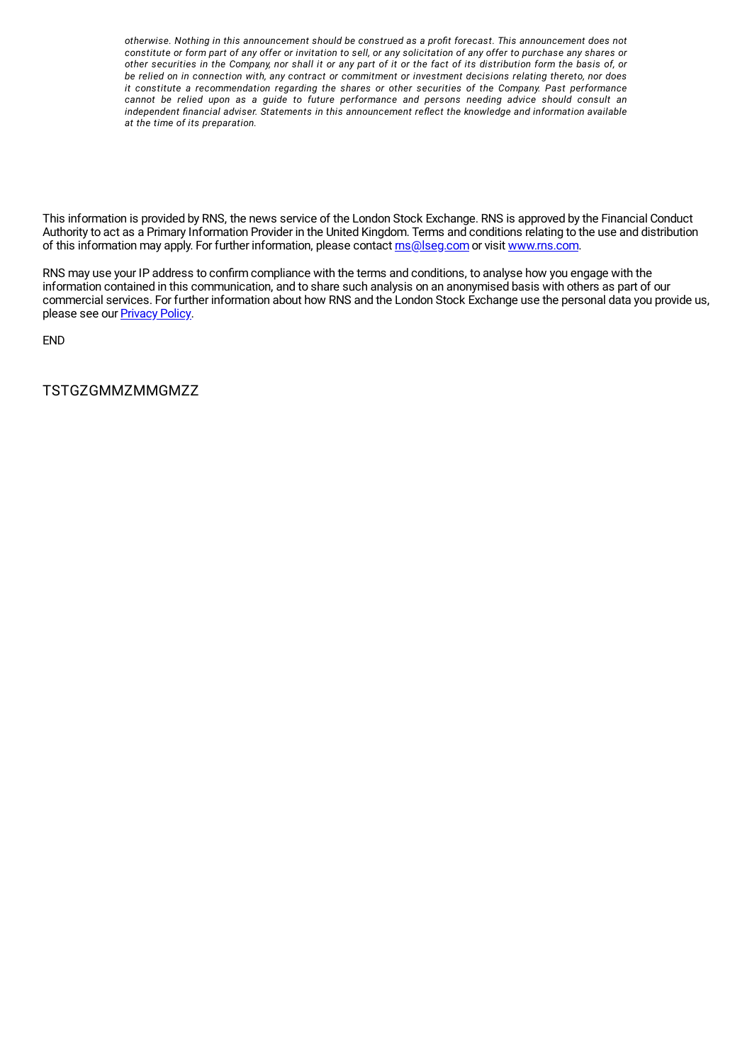*otherwise. Nothing in this announcement should be construed as a profit forecast. This announcement does not constitute or form part of any offer or invitation to sell, or any solicitation of any offer to purchase any shares or other securities in the Company, nor shall it or any part of it or the fact of its distribution form the basis of, or be relied on in connection with, any contract or commitment or investment decisions relating thereto, nor does it constitute a recommendation regarding the shares or other securities of the Company. Past performance cannot be relied upon as a guide to future performance and persons needing advice should consult an independent financial adviser. Statements in this announcement reflect the knowledge and information available at the time of its preparation.*

This information is provided by RNS, the news service of the London Stock Exchange. RNS is approved by the Financial Conduct Authority to act as a Primary Information Provider in the United Kingdom. Terms and conditions relating to the use and distribution of this information may apply. For further information, please contact rns@lseg.com or visit www.rns.com.

RNS may use your IP address to confirm compliance with the terms and conditions, to analyse how you engage with the information contained in this communication, and to share such analysis on an anonymised basis with others as part of our commercial services. For further information about how RNS and the London Stock Exchange use the personal data you provide us, please see our Privacy Policy.

END

TSTGZGMMZMMGMZZ